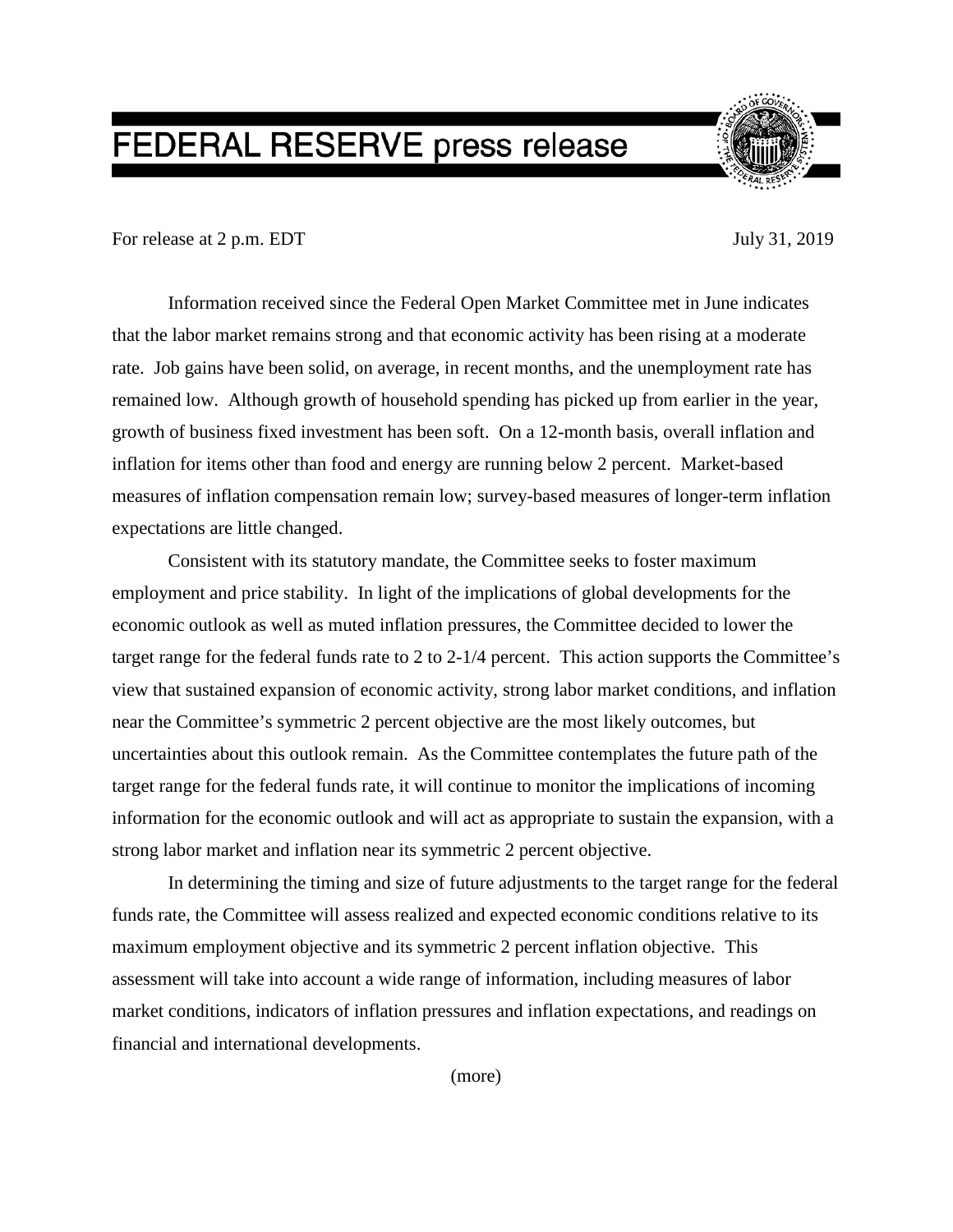# FEDERAL RESERVE press release

For release at 2 p.m. EDT

July 31, 2019

Information received since the Federal Open Market Committee met in June indicates that the labor market remains strong and that economic activity has been rising at a moderate rate. Job gains have been solid, on average, in recent months, and the unemployment rate has remained low. Although growth of household spending has picked up from earlier in the year, growth of business fixed investment has been soft. On a 12-month basis, overall inflation and inflation for items other than food and energy are running below 2 percent. Market-based measures of inflation compensation remain low; survey-based measures of longer-term inflation expectations are little changed.

Consistent with its statutory mandate, the Committee seeks to foster maximum employment and price stability. In light of the implications of global developments for the economic outlook as well as muted inflation pressures, the Committee decided to lower the target range for the federal funds rate to 2 to 2-1/4 percent. This action supports the Committee's view that sustained expansion of economic activity, strong labor market conditions, and inflation near the Committee's symmetric 2 percent objective are the most likely outcomes, but uncertainties about this outlook remain. As the Committee contemplates the future path of the target range for the federal funds rate, it will continue to monitor the implications of incoming information for the economic outlook and will act as appropriate to sustain the expansion, with a strong labor market and inflation near its symmetric 2 percent objective.

In determining the timing and size of future adjustments to the target range for the federal funds rate, the Committee will assess realized and expected economic conditions relative to its maximum employment objective and its symmetric 2 percent inflation objective. This assessment will take into account a wide range of information, including measures of labor market conditions, indicators of inflation pressures and inflation expectations, and readings on financial and international developments.

(more)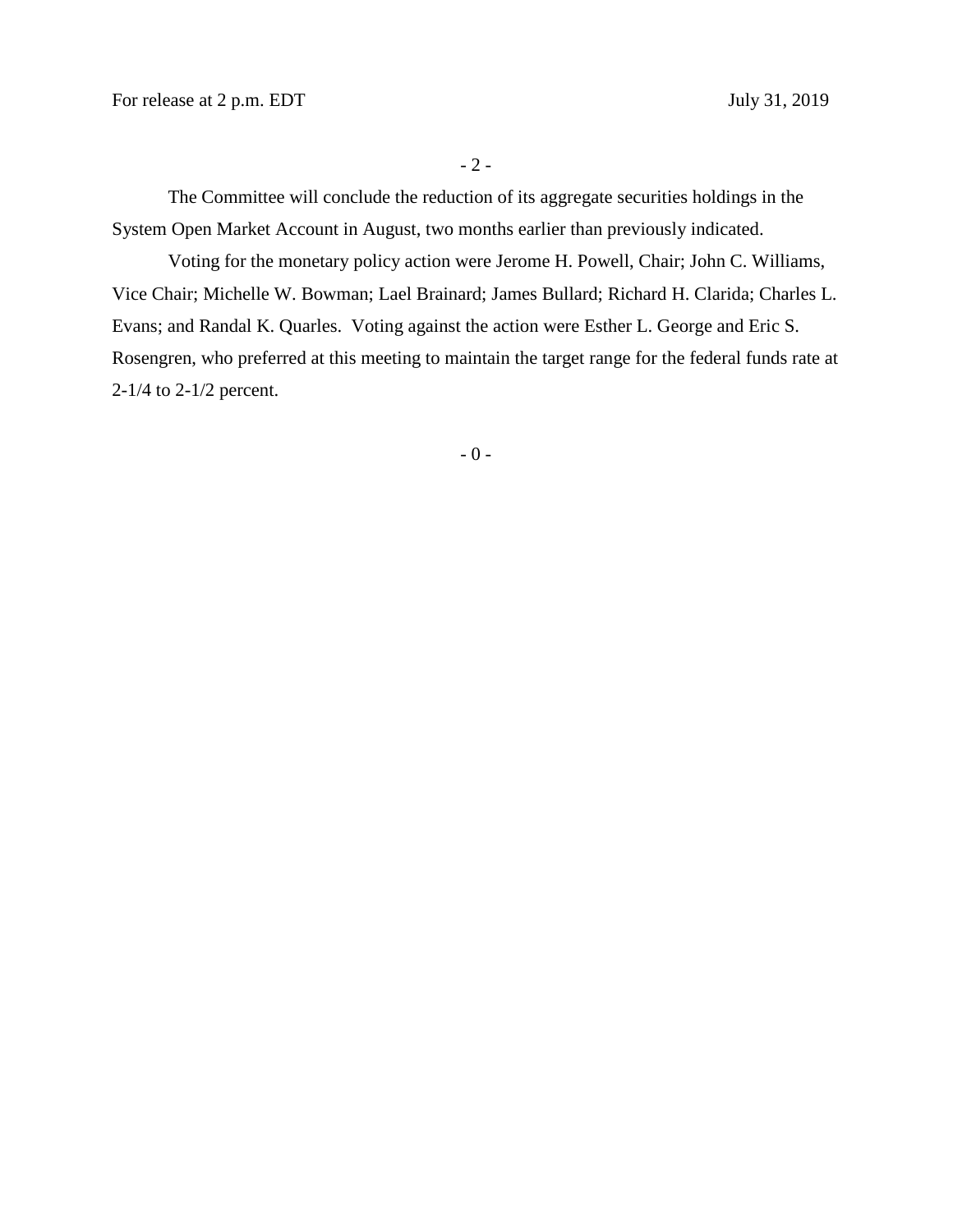The Committee will conclude the reduction of its aggregate securities holdings in the System Open Market Account in August, two months earlier than previously indicated.

Voting for the monetary policy action were Jerome H. Powell, Chair; John C. Williams, Vice Chair; Michelle W. Bowman; Lael Brainard; James Bullard; Richard H. Clarida; Charles L. Evans; and Randal K. Quarles. Voting against the action were Esther L. George and Eric S. Rosengren, who preferred at this meeting to maintain the target range for the federal funds rate at 2-1/4 to 2-1/2 percent.

- 0 -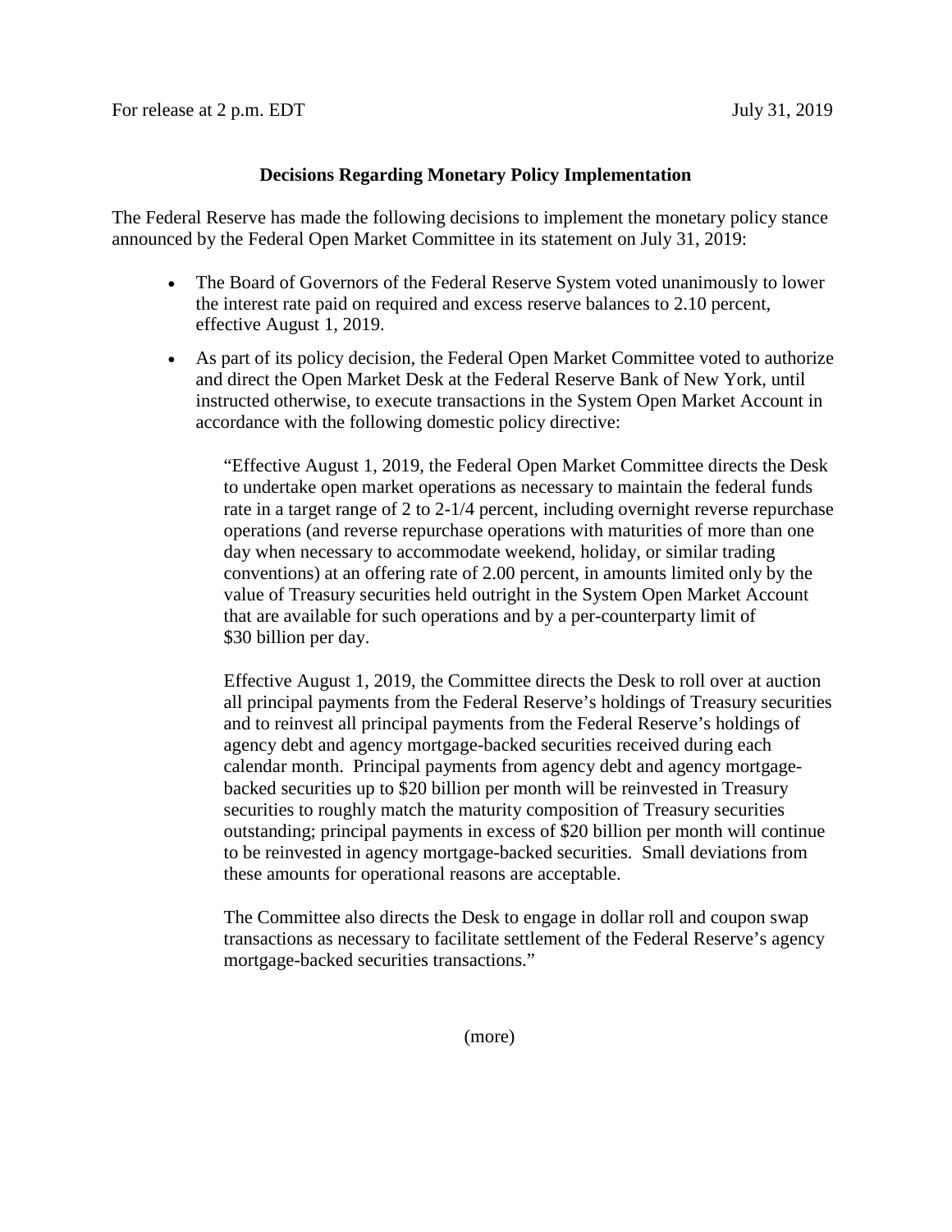For release at 2 p.m. EDT July 31, 2019

**Decisions Regarding Monetary Policy Implementation**

The Federal Reserve has made the following decisions to implement the monetary policy stance announced by the Federal Open Market Committee in its statement on July 31, 2019:

- The Board of Governors of the Federal Reserve System voted unanimously to lower the interest rate paid on required and excess reserve balances to 2.10 percent, effective August 1, 2019.
- As part of its policy decision, the Federal Open Market Committee voted to authorize and direct the Open Market Desk at the Federal Reserve Bank of New York, until instructed otherwise, to execute transactions in the System Open Market Account in accordance with the following domestic policy directive:

  "Effective August 1, 2019, the Federal Open Market Committee directs the Desk to undertake open market operations as necessary to maintain the federal funds rate in a target range of 2 to 2-1/4 percent, including overnight reverse repurchase operations (and reverse repurchase operations with maturities of more than one day when necessary to accommodate weekend, holiday, or similar trading conventions) at an offering rate of 2.00 percent, in amounts limited only by the value of Treasury securities held outright in the System Open Market Account that are available for such operations and by a per-counterparty limit of $30 billion per day.

  Effective August 1, 2019, the Committee directs the Desk to roll over at auction all principal payments from the Federal Reserve's holdings of Treasury securities and to reinvest all principal payments from the Federal Reserve's holdings of agency debt and agency mortgage-backed securities received during each calendar month. Principal payments from agency debt and agency mortgage-backed securities up to $20 billion per month will be reinvested in Treasury securities to roughly match the maturity composition of Treasury securities outstanding; principal payments in excess of $20 billion per month will continue to be reinvested in agency mortgage-backed securities. Small deviations from these amounts for operational reasons are acceptable.

  The Committee also directs the Desk to engage in dollar roll and coupon swap transactions as necessary to facilitate settlement of the Federal Reserve's agency mortgage-backed securities transactions."

(more)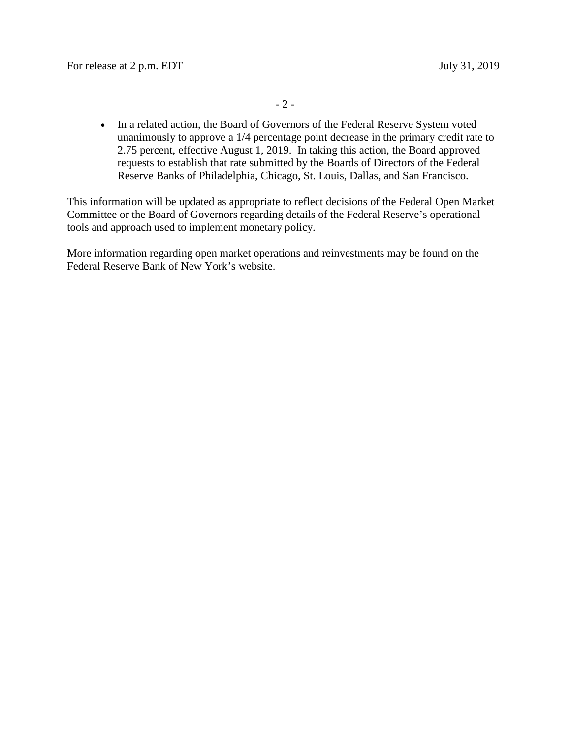- In a related action, the Board of Governors of the Federal Reserve System voted unanimously to approve a 1/4 percentage point decrease in the primary credit rate to 2.75 percent, effective August 1, 2019. In taking this action, the Board approved requests to establish that rate submitted by the Boards of Directors of the Federal Reserve Banks of Philadelphia, Chicago, St. Louis, Dallas, and San Francisco.

This information will be updated as appropriate to reflect decisions of the Federal Open Market Committee or the Board of Governors regarding details of the Federal Reserve's operational tools and approach used to implement monetary policy.

More information regarding open market operations and reinvestments may be found on the Federal Reserve Bank of New York's website.